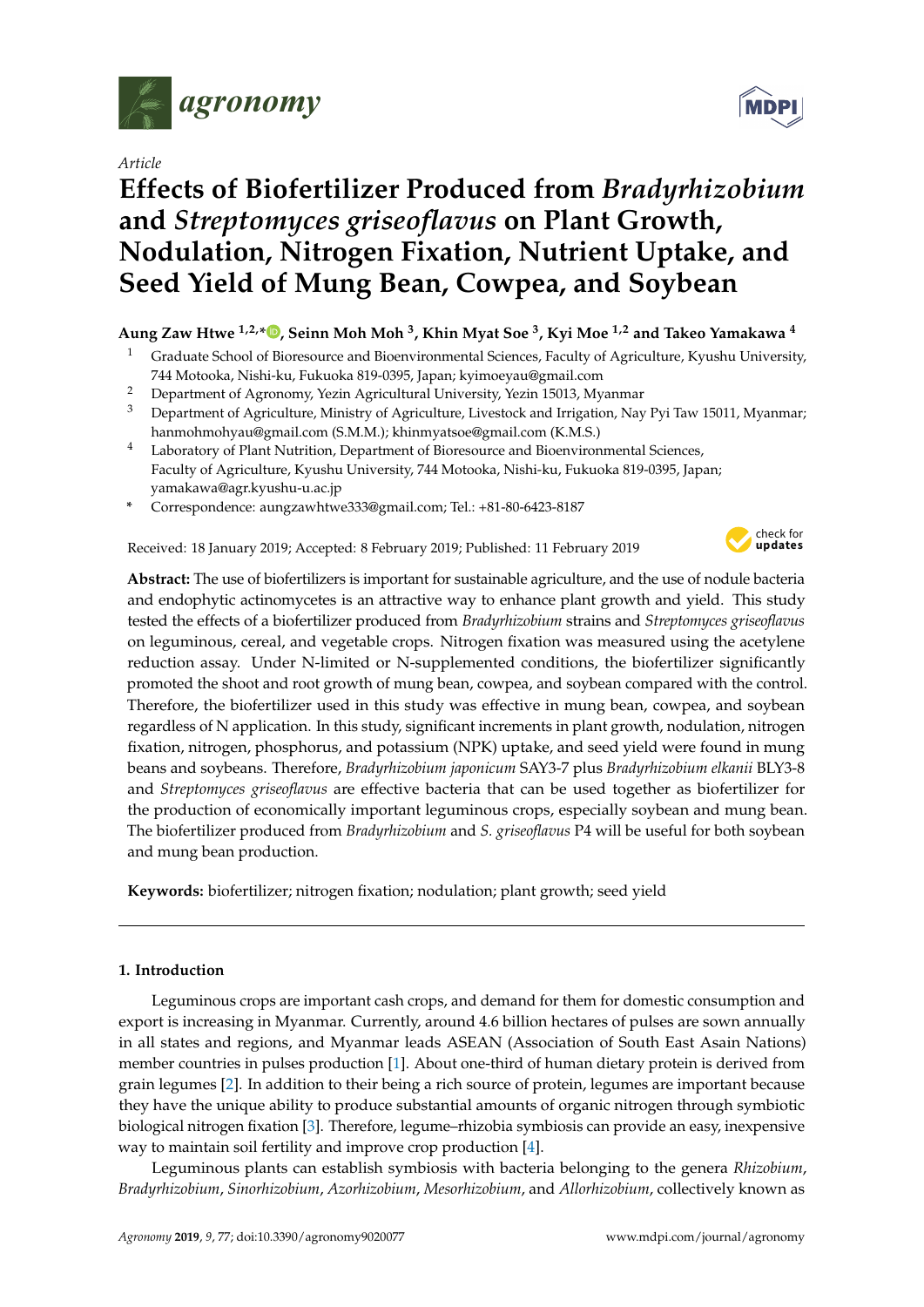*Article*

# Effects of Biofertilizer Produced from *Bradyrhizobium* and *Streptomyces griseoflavus* on Plant Growth, Nodulation, Nitrogen Fixation, Nutrient Uptake, and Seed Yield of Mung Bean, Cowpea, and Soybean

**Aung Zaw Htwe [1,2,*], Seinn Moh Moh [3], Khin Myat Soe [3], Kyi Moe [1,2] and Takeo Yamakawa [4]**

[1] Graduate School of Bioresource and Bioenvironmental Sciences, Faculty of Agriculture, Kyushu University, 744 Motooka, Nishi-ku, Fukuoka 819-0395, Japan; kyimoeyau@gmail.com

[2] Department of Agronomy, Yezin Agricultural University, Yezin 15013, Myanmar

[3] Department of Agriculture, Ministry of Agriculture, Livestock and Irrigation, Nay Pyi Taw 15011, Myanmar; hanmohmohyau@gmail.com (S.M.M.); khinmyatsoe@gmail.com (K.M.S.)

[4] Laboratory of Plant Nutrition, Department of Bioresource and Bioenvironmental Sciences, Faculty of Agriculture, Kyushu University, 744 Motooka, Nishi-ku, Fukuoka 819-0395, Japan; yamakawa@agr.kyushu-u.ac.jp

\* Correspondence: aungzawhtwe333@gmail.com; Tel.: +81-80-6423-8187

Received: 18 January 2019; Accepted: 8 February 2019; Published: 11 February 2019

**Abstract:** The use of biofertilizers is important for sustainable agriculture, and the use of nodule bacteria and endophytic actinomycetes is an attractive way to enhance plant growth and yield. This study tested the effects of a biofertilizer produced from *Bradyrhizobium* strains and *Streptomyces griseoflavus* on leguminous, cereal, and vegetable crops. Nitrogen fixation was measured using the acetylene reduction assay. Under N-limited or N-supplemented conditions, the biofertilizer significantly promoted the shoot and root growth of mung bean, cowpea, and soybean compared with the control. Therefore, the biofertilizer used in this study was effective in mung bean, cowpea, and soybean regardless of N application. In this study, significant increments in plant growth, nodulation, nitrogen fixation, nitrogen, phosphorus, and potassium (NPK) uptake, and seed yield were found in mung beans and soybeans. Therefore, *Bradyrhizobium japonicum* SAY3-7 plus *Bradyrhizobium elkanii* BLY3-8 and *Streptomyces griseoflavus* are effective bacteria that can be used together as biofertilizer for the production of economically important leguminous crops, especially soybean and mung bean. The biofertilizer produced from *Bradyrhizobium* and *S. griseoflavus* P4 will be useful for both soybean and mung bean production.

**Keywords:** biofertilizer; nitrogen fixation; nodulation; plant growth; seed yield

## 1. Introduction

Leguminous crops are important cash crops, and demand for them for domestic consumption and export is increasing in Myanmar. Currently, around 4.6 billion hectares of pulses are sown annually in all states and regions, and Myanmar leads ASEAN (Association of South East Asain Nations) member countries in pulses production [1]. About one-third of human dietary protein is derived from grain legumes [2]. In addition to their being a rich source of protein, legumes are important because they have the unique ability to produce substantial amounts of organic nitrogen through symbiotic biological nitrogen fixation [3]. Therefore, legume–rhizobia symbiosis can provide an easy, inexpensive way to maintain soil fertility and improve crop production [4].

Leguminous plants can establish symbiosis with bacteria belonging to the genera *Rhizobium*, *Bradyrhizobium*, *Sinorhizobium*, *Azorhizobium*, *Mesorhizobium*, and *Allorhizobium*, collectively known as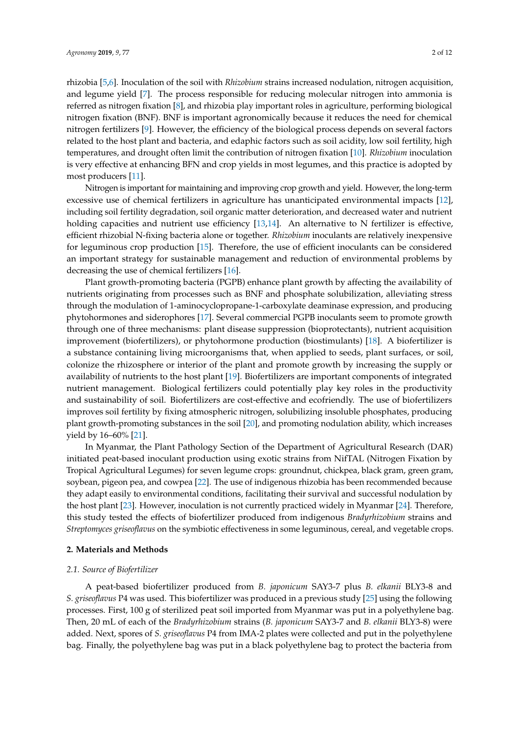rhizobia [5,6]. Inoculation of the soil with *Rhizobium* strains increased nodulation, nitrogen acquisition, and legume yield [7]. The process responsible for reducing molecular nitrogen into ammonia is referred as nitrogen fixation [8], and rhizobia play important roles in agriculture, performing biological nitrogen fixation (BNF). BNF is important agronomically because it reduces the need for chemical nitrogen fertilizers [9]. However, the efficiency of the biological process depends on several factors related to the host plant and bacteria, and edaphic factors such as soil acidity, low soil fertility, high temperatures, and drought often limit the contribution of nitrogen fixation [10]. *Rhizobium* inoculation is very effective at enhancing BFN and crop yields in most legumes, and this practice is adopted by most producers [11].

Nitrogen is important for maintaining and improving crop growth and yield. However, the long-term excessive use of chemical fertilizers in agriculture has unanticipated environmental impacts [12], including soil fertility degradation, soil organic matter deterioration, and decreased water and nutrient holding capacities and nutrient use efficiency [13,14]. An alternative to N fertilizer is effective, efficient rhizobial N-fixing bacteria alone or together. *Rhizobium* inoculants are relatively inexpensive for leguminous crop production [15]. Therefore, the use of efficient inoculants can be considered an important strategy for sustainable management and reduction of environmental problems by decreasing the use of chemical fertilizers [16].

Plant growth-promoting bacteria (PGPB) enhance plant growth by affecting the availability of nutrients originating from processes such as BNF and phosphate solubilization, alleviating stress through the modulation of 1-aminocyclopropane-1-carboxylate deaminase expression, and producing phytohormones and siderophores [17]. Several commercial PGPB inoculants seem to promote growth through one of three mechanisms: plant disease suppression (bioprotectants), nutrient acquisition improvement (biofertilizers), or phytohormone production (biostimulants) [18]. A biofertilizer is a substance containing living microorganisms that, when applied to seeds, plant surfaces, or soil, colonize the rhizosphere or interior of the plant and promote growth by increasing the supply or availability of nutrients to the host plant [19]. Biofertilizers are important components of integrated nutrient management. Biological fertilizers could potentially play key roles in the productivity and sustainability of soil. Biofertilizers are cost-effective and ecofriendly. The use of biofertilizers improves soil fertility by fixing atmospheric nitrogen, solubilizing insoluble phosphates, producing plant growth-promoting substances in the soil [20], and promoting nodulation ability, which increases yield by 16–60% [21].

In Myanmar, the Plant Pathology Section of the Department of Agricultural Research (DAR) initiated peat-based inoculant production using exotic strains from NifTAL (Nitrogen Fixation by Tropical Agricultural Legumes) for seven legume crops: groundnut, chickpea, black gram, green gram, soybean, pigeon pea, and cowpea [22]. The use of indigenous rhizobia has been recommended because they adapt easily to environmental conditions, facilitating their survival and successful nodulation by the host plant [23]. However, inoculation is not currently practiced widely in Myanmar [24]. Therefore, this study tested the effects of biofertilizer produced from indigenous *Bradyrhizobium* strains and *Streptomyces griseoflavus* on the symbiotic effectiveness in some leguminous, cereal, and vegetable crops.

## 2. Materials and Methods

### 2.1. Source of Biofertilizer

A peat-based biofertilizer produced from *B. japonicum* SAY3-7 plus *B. elkanii* BLY3-8 and *S. griseoflavus* P4 was used. This biofertilizer was produced in a previous study [25] using the following processes. First, 100 g of sterilized peat soil imported from Myanmar was put in a polyethylene bag. Then, 20 mL of each of the *Bradyrhizobium* strains (*B. japonicum* SAY3-7 and *B. elkanii* BLY3-8) were added. Next, spores of *S. griseoflavus* P4 from IMA-2 plates were collected and put in the polyethylene bag. Finally, the polyethylene bag was put in a black polyethylene bag to protect the bacteria from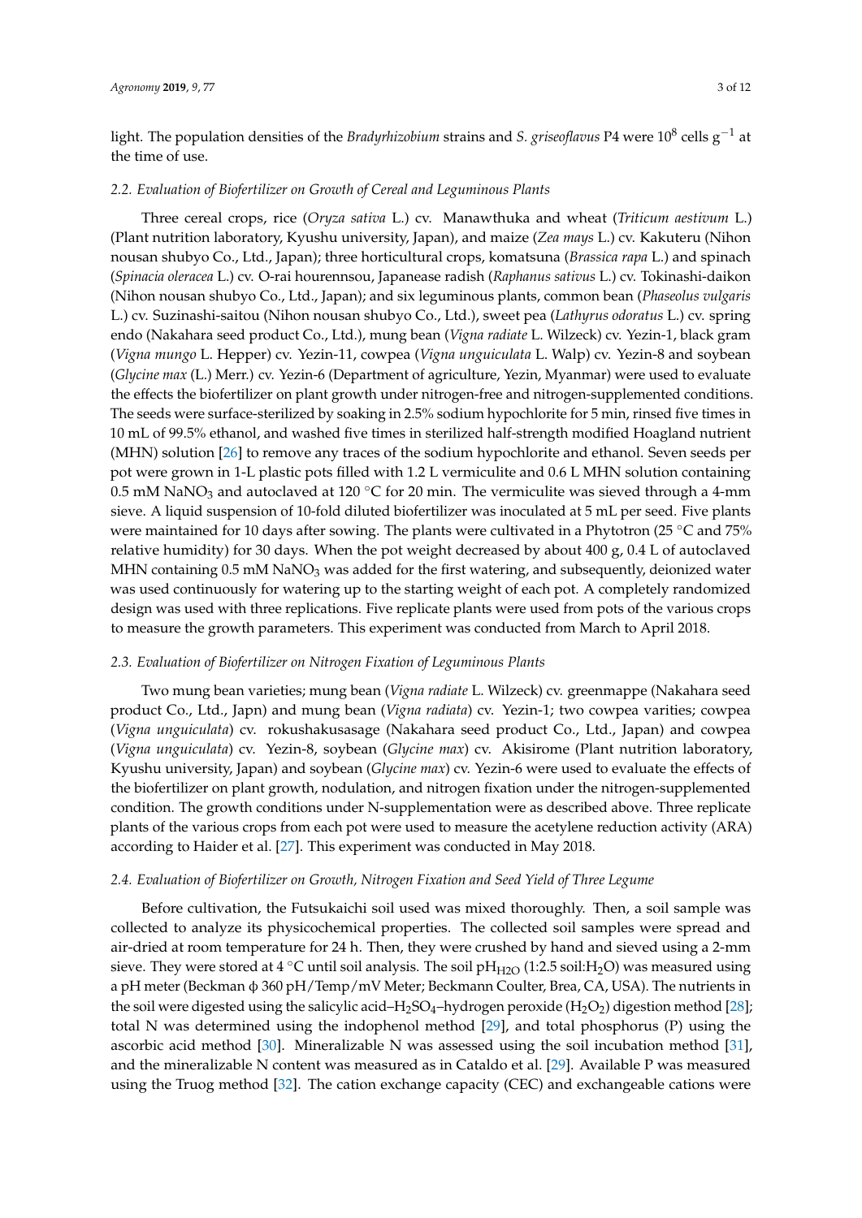light. The population densities of the *Bradyrhizobium* strains and *S. griseoflavus* P4 were $10^8$ cells $g^{-1}$ at the time of use.

### 2.2. Evaluation of Biofertilizer on Growth of Cereal and Leguminous Plants

Three cereal crops, rice (*Oryza sativa* L.) cv. Manawthuka and wheat (*Triticum aestivum* L.) (Plant nutrition laboratory, Kyushu university, Japan), and maize (*Zea mays* L.) cv. Kakuteru (Nihon nousan shubyo Co., Ltd., Japan); three horticultural crops, komatsuna (*Brassica rapa* L.) and spinach (*Spinacia oleracea* L.) cv. O-rai hourennsou, Japanease radish (*Raphanus sativus* L.) cv. Tokinashi-daikon (Nihon nousan shubyo Co., Ltd., Japan); and six leguminous plants, common bean (*Phaseolus vulgaris* L.) cv. Suzinashi-saitou (Nihon nousan shubyo Co., Ltd.), sweet pea (*Lathyrus odoratus* L.) cv. spring endo (Nakahara seed product Co., Ltd.), mung bean (*Vigna radiate* L. Wilzeck) cv. Yezin-1, black gram (*Vigna mungo* L. Hepper) cv. Yezin-11, cowpea (*Vigna unguiculata* L. Walp) cv. Yezin-8 and soybean (*Glycine max* (L.) Merr.) cv. Yezin-6 (Department of agriculture, Yezin, Myanmar) were used to evaluate the effects the biofertilizer on plant growth under nitrogen-free and nitrogen-supplemented conditions. The seeds were surface-sterilized by soaking in 2.5% sodium hypochlorite for 5 min, rinsed five times in 10 mL of 99.5% ethanol, and washed five times in sterilized half-strength modified Hoagland nutrient (MHN) solution [26] to remove any traces of the sodium hypochlorite and ethanol. Seven seeds per pot were grown in 1-L plastic pots filled with 1.2 L vermiculite and 0.6 L MHN solution containing 0.5 mM $NaNO_3$ and autoclaved at 120 °C for 20 min. The vermiculite was sieved through a 4-mm sieve. A liquid suspension of 10-fold diluted biofertilizer was inoculated at 5 mL per seed. Five plants were maintained for 10 days after sowing. The plants were cultivated in a Phytotron (25 °C and 75% relative humidity) for 30 days. When the pot weight decreased by about 400 g, 0.4 L of autoclaved MHN containing 0.5 mM $NaNO_3$ was added for the first watering, and subsequently, deionized water was used continuously for watering up to the starting weight of each pot. A completely randomized design was used with three replications. Five replicate plants were used from pots of the various crops to measure the growth parameters. This experiment was conducted from March to April 2018.

### 2.3. Evaluation of Biofertilizer on Nitrogen Fixation of Leguminous Plants

Two mung bean varieties; mung bean (*Vigna radiate* L. Wilzeck) cv. greenmappe (Nakahara seed product Co., Ltd., Japn) and mung bean (*Vigna radiata*) cv. Yezin-1; two cowpea varities; cowpea (*Vigna unguiculata*) cv. rokushakusasage (Nakahara seed product Co., Ltd., Japan) and cowpea (*Vigna unguiculata*) cv. Yezin-8, soybean (*Glycine max*) cv. Akisirome (Plant nutrition laboratory, Kyushu university, Japan) and soybean (*Glycine max*) cv. Yezin-6 were used to evaluate the effects of the biofertilizer on plant growth, nodulation, and nitrogen fixation under the nitrogen-supplemented condition. The growth conditions under N-supplementation were as described above. Three replicate plants of the various crops from each pot were used to measure the acetylene reduction activity (ARA) according to Haider et al. [27]. This experiment was conducted in May 2018.

### 2.4. Evaluation of Biofertilizer on Growth, Nitrogen Fixation and Seed Yield of Three Legume

Before cultivation, the Futsukaichi soil used was mixed thoroughly. Then, a soil sample was collected to analyze its physicochemical properties. The collected soil samples were spread and air-dried at room temperature for 24 h. Then, they were crushed by hand and sieved using a 2-mm sieve. They were stored at 4 °C until soil analysis. The soil $pH_{H2O}$ (1:2.5 soil:$H_2O$) was measured using a pH meter (Beckman ϕ 360 pH/Temp/mV Meter; Beckmann Coulter, Brea, CA, USA). The nutrients in the soil were digested using the salicylic acid–$H_2SO_4$–hydrogen peroxide ($H_2O_2$) digestion method [28]; total N was determined using the indophenol method [29], and total phosphorus (P) using the ascorbic acid method [30]. Mineralizable N was assessed using the soil incubation method [31], and the mineralizable N content was measured as in Cataldo et al. [29]. Available P was measured using the Truog method [32]. The cation exchange capacity (CEC) and exchangeable cations were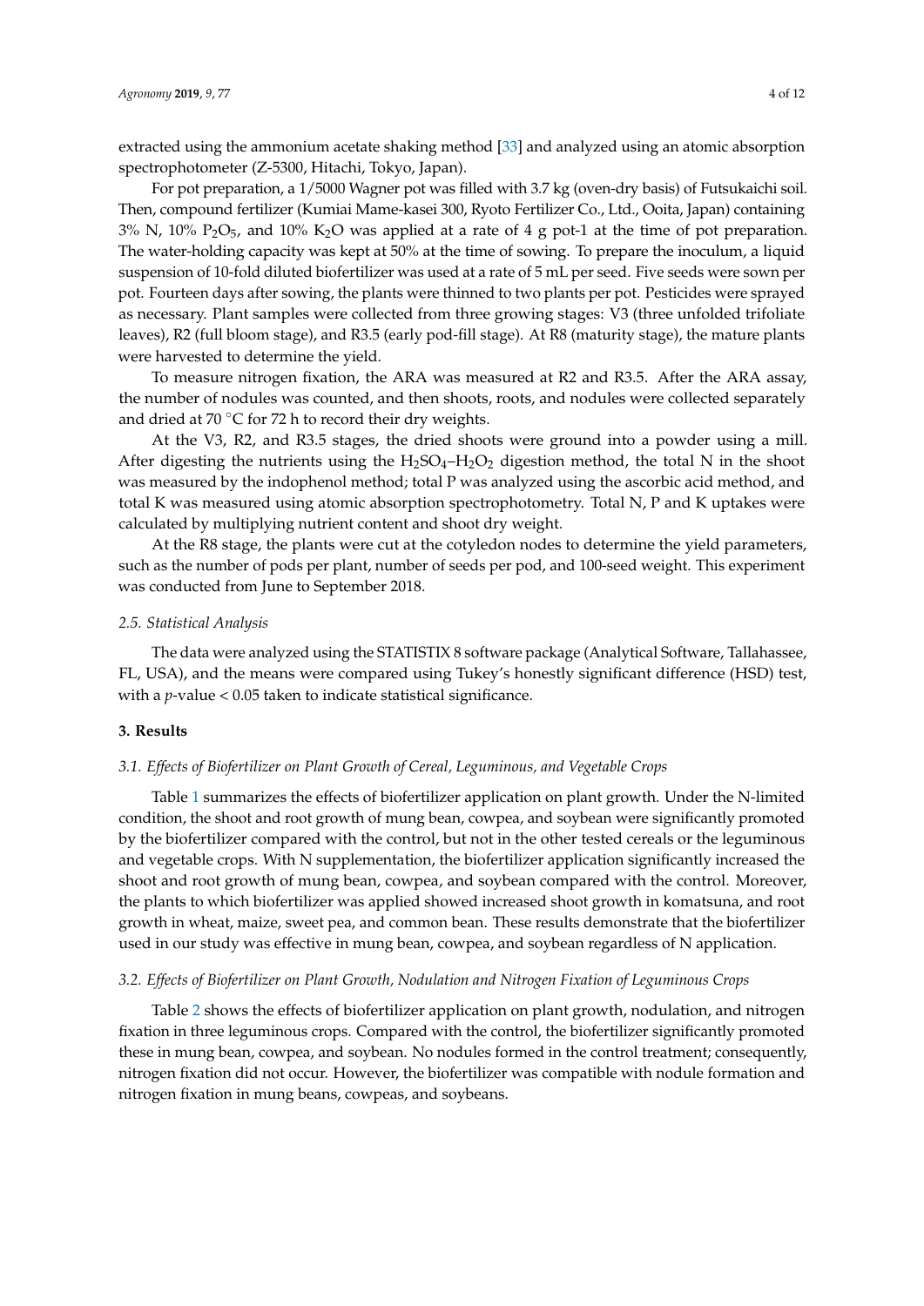extracted using the ammonium acetate shaking method [33] and analyzed using an atomic absorption spectrophotometer (Z-5300, Hitachi, Tokyo, Japan).

For pot preparation, a 1/5000 Wagner pot was filled with 3.7 kg (oven-dry basis) of Futsukaichi soil. Then, compound fertilizer (Kumiai Mame-kasei 300, Ryoto Fertilizer Co., Ltd., Ooita, Japan) containing 3% N, 10% $P_2O_5$, and 10% $K_2O$ was applied at a rate of 4 g pot-1 at the time of pot preparation. The water-holding capacity was kept at 50% at the time of sowing. To prepare the inoculum, a liquid suspension of 10-fold diluted biofertilizer was used at a rate of 5 mL per seed. Five seeds were sown per pot. Fourteen days after sowing, the plants were thinned to two plants per pot. Pesticides were sprayed as necessary. Plant samples were collected from three growing stages: V3 (three unfolded trifoliate leaves), R2 (full bloom stage), and R3.5 (early pod-fill stage). At R8 (maturity stage), the mature plants were harvested to determine the yield.

To measure nitrogen fixation, the ARA was measured at R2 and R3.5. After the ARA assay, the number of nodules was counted, and then shoots, roots, and nodules were collected separately and dried at 70 °C for 72 h to record their dry weights.

At the V3, R2, and R3.5 stages, the dried shoots were ground into a powder using a mill. After digesting the nutrients using the $H_2SO_4$–$H_2O_2$ digestion method, the total N in the shoot was measured by the indophenol method; total P was analyzed using the ascorbic acid method, and total K was measured using atomic absorption spectrophotometry. Total N, P and K uptakes were calculated by multiplying nutrient content and shoot dry weight.

At the R8 stage, the plants were cut at the cotyledon nodes to determine the yield parameters, such as the number of pods per plant, number of seeds per pod, and 100-seed weight. This experiment was conducted from June to September 2018.

### *2.5. Statistical Analysis*

The data were analyzed using the STATISTIX 8 software package (Analytical Software, Tallahassee, FL, USA), and the means were compared using Tukey's honestly significant difference (HSD) test, with a *p*-value < 0.05 taken to indicate statistical significance.

## **3. Results**

### *3.1. Effects of Biofertilizer on Plant Growth of Cereal, Leguminous, and Vegetable Crops*

Table 1 summarizes the effects of biofertilizer application on plant growth. Under the N-limited condition, the shoot and root growth of mung bean, cowpea, and soybean were significantly promoted by the biofertilizer compared with the control, but not in the other tested cereals or the leguminous and vegetable crops. With N supplementation, the biofertilizer application significantly increased the shoot and root growth of mung bean, cowpea, and soybean compared with the control. Moreover, the plants to which biofertilizer was applied showed increased shoot growth in komatsuna, and root growth in wheat, maize, sweet pea, and common bean. These results demonstrate that the biofertilizer used in our study was effective in mung bean, cowpea, and soybean regardless of N application.

### *3.2. Effects of Biofertilizer on Plant Growth, Nodulation and Nitrogen Fixation of Leguminous Crops*

Table 2 shows the effects of biofertilizer application on plant growth, nodulation, and nitrogen fixation in three leguminous crops. Compared with the control, the biofertilizer significantly promoted these in mung bean, cowpea, and soybean. No nodules formed in the control treatment; consequently, nitrogen fixation did not occur. However, the biofertilizer was compatible with nodule formation and nitrogen fixation in mung beans, cowpeas, and soybeans.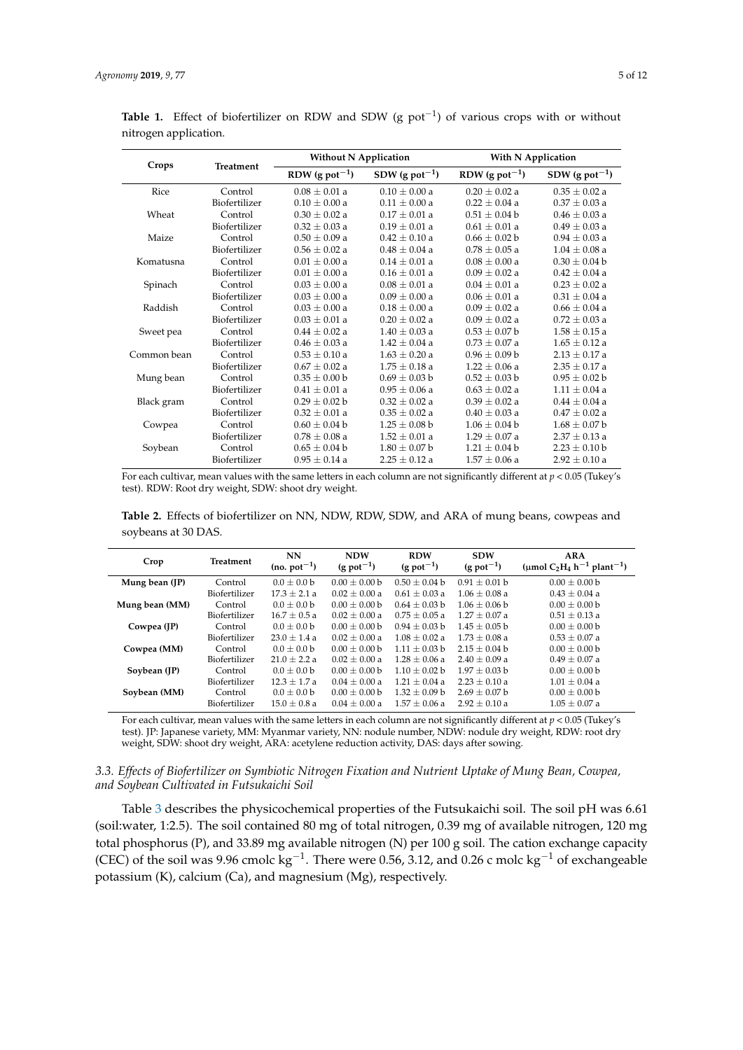**Table 1.** Effect of biofertilizer on RDW and SDW (g $pot^{-1}$) of various crops with or without nitrogen application.

| Crops | Treatment | Without N Application | | With N Application | |
|---|---|---|---|---|---|
| | | RDW (g $pot^{-1}$) | SDW (g $pot^{-1}$) | RDW (g $pot^{-1}$) | SDW (g $pot^{-1}$) |
| Rice | Control | 0.08 ± 0.01 a | 0.10 ± 0.00 a | 0.20 ± 0.02 a | 0.35 ± 0.02 a |
| | Biofertilizer | 0.10 ± 0.00 a | 0.11 ± 0.00 a | 0.22 ± 0.04 a | 0.37 ± 0.03 a |
| Wheat | Control | 0.30 ± 0.02 a | 0.17 ± 0.01 a | 0.51 ± 0.04 b | 0.46 ± 0.03 a |
| | Biofertilizer | 0.32 ± 0.03 a | 0.19 ± 0.01 a | 0.61 ± 0.01 a | 0.49 ± 0.03 a |
| Maize | Control | 0.50 ± 0.09 a | 0.42 ± 0.10 a | 0.66 ± 0.02 b | 0.94 ± 0.03 a |
| | Biofertilizer | 0.56 ± 0.02 a | 0.48 ± 0.04 a | 0.78 ± 0.05 a | 1.04 ± 0.08 a |
| Komatusna | Control | 0.01 ± 0.00 a | 0.14 ± 0.01 a | 0.08 ± 0.00 a | 0.30 ± 0.04 b |
| | Biofertilizer | 0.01 ± 0.00 a | 0.16 ± 0.01 a | 0.09 ± 0.02 a | 0.42 ± 0.04 a |
| Spinach | Control | 0.03 ± 0.00 a | 0.08 ± 0.01 a | 0.04 ± 0.01 a | 0.23 ± 0.02 a |
| | Biofertilizer | 0.03 ± 0.00 a | 0.09 ± 0.00 a | 0.06 ± 0.01 a | 0.31 ± 0.04 a |
| Raddish | Control | 0.03 ± 0.00 a | 0.18 ± 0.00 a | 0.09 ± 0.02 a | 0.66 ± 0.04 a |
| | Biofertilizer | 0.03 ± 0.01 a | 0.20 ± 0.02 a | 0.09 ± 0.02 a | 0.72 ± 0.03 a |
| Sweet pea | Control | 0.44 ± 0.02 a | 1.40 ± 0.03 a | 0.53 ± 0.07 b | 1.58 ± 0.15 a |
| | Biofertilizer | 0.46 ± 0.03 a | 1.42 ± 0.04 a | 0.73 ± 0.07 a | 1.65 ± 0.12 a |
| Common bean | Control | 0.53 ± 0.10 a | 1.63 ± 0.20 a | 0.96 ± 0.09 b | 2.13 ± 0.17 a |
| | Biofertilizer | 0.67 ± 0.02 a | 1.75 ± 0.18 a | 1.22 ± 0.06 a | 2.35 ± 0.17 a |
| Mung bean | Control | 0.35 ± 0.00 b | 0.69 ± 0.03 b | 0.52 ± 0.03 b | 0.95 ± 0.02 b |
| | Biofertilizer | 0.41 ± 0.01 a | 0.95 ± 0.06 a | 0.63 ± 0.02 a | 1.11 ± 0.04 a |
| Black gram | Control | 0.29 ± 0.02 b | 0.32 ± 0.02 a | 0.39 ± 0.02 a | 0.44 ± 0.04 a |
| | Biofertilizer | 0.32 ± 0.01 a | 0.35 ± 0.02 a | 0.40 ± 0.03 a | 0.47 ± 0.02 a |
| Cowpea | Control | 0.60 ± 0.04 b | 1.25 ± 0.08 b | 1.06 ± 0.04 b | 1.68 ± 0.07 b |
| | Biofertilizer | 0.78 ± 0.08 a | 1.52 ± 0.01 a | 1.29 ± 0.07 a | 2.37 ± 0.13 a |
| Soybean | Control | 0.65 ± 0.04 b | 1.80 ± 0.07 b | 1.21 ± 0.04 b | 2.23 ± 0.10 b |
| | Biofertilizer | 0.95 ± 0.14 a | 2.25 ± 0.12 a | 1.57 ± 0.06 a | 2.92 ± 0.10 a |

For each cultivar, mean values with the same letters in each column are not significantly different at $p < 0.05$ (Tukey's test). RDW: Root dry weight, SDW: shoot dry weight.

**Table 2.** Effects of biofertilizer on NN, NDW, RDW, SDW, and ARA of mung beans, cowpeas and soybeans at 30 DAS.

| Crop | Treatment | NN (no. $pot^{-1}$) | NDW (g $pot^{-1}$) | RDW (g $pot^{-1}$) | SDW (g $pot^{-1}$) | ARA (μmol $C_2H_4$ $h^{-1}$ $plant^{-1}$) |
|---|---|---|---|---|---|---|
| **Mung bean (JP)** | Control | 0.0 ± 0.0 b | 0.00 ± 0.00 b | 0.50 ± 0.04 b | 0.91 ± 0.01 b | 0.00 ± 0.00 b |
| | Biofertilizer | 17.3 ± 2.1 a | 0.02 ± 0.00 a | 0.61 ± 0.03 a | 1.06 ± 0.08 a | 0.43 ± 0.04 a |
| **Mung bean (MM)** | Control | 0.0 ± 0.0 b | 0.00 ± 0.00 b | 0.64 ± 0.03 b | 1.06 ± 0.06 b | 0.00 ± 0.00 b |
| | Biofertilizer | 16.7 ± 0.5 a | 0.02 ± 0.00 a | 0.75 ± 0.05 a | 1.27 ± 0.07 a | 0.51 ± 0.13 a |
| **Cowpea (JP)** | Control | 0.0 ± 0.0 b | 0.00 ± 0.00 b | 0.94 ± 0.03 b | 1.45 ± 0.05 b | 0.00 ± 0.00 b |
| | Biofertilizer | 23.0 ± 1.4 a | 0.02 ± 0.00 a | 1.08 ± 0.02 a | 1.73 ± 0.08 a | 0.53 ± 0.07 a |
| **Cowpea (MM)** | Control | 0.0 ± 0.0 b | 0.00 ± 0.00 b | 1.11 ± 0.03 b | 2.15 ± 0.04 b | 0.00 ± 0.00 b |
| | Biofertilizer | 21.0 ± 2.2 a | 0.02 ± 0.00 a | 1.28 ± 0.06 a | 2.40 ± 0.09 a | 0.49 ± 0.07 a |
| **Soybean (JP)** | Control | 0.0 ± 0.0 b | 0.00 ± 0.00 b | 1.10 ± 0.02 b | 1.97 ± 0.03 b | 0.00 ± 0.00 b |
| | Biofertilizer | 12.3 ± 1.7 a | 0.04 ± 0.00 a | 1.21 ± 0.04 a | 2.23 ± 0.10 a | 1.01 ± 0.04 a |
| **Soybean (MM)** | Control | 0.0 ± 0.0 b | 0.00 ± 0.00 b | 1.32 ± 0.09 b | 2.69 ± 0.07 b | 0.00 ± 0.00 b |
| | Biofertilizer | 15.0 ± 0.8 a | 0.04 ± 0.00 a | 1.57 ± 0.06 a | 2.92 ± 0.10 a | 1.05 ± 0.07 a |

For each cultivar, mean values with the same letters in each column are not significantly different at $p < 0.05$ (Tukey's test). JP: Japanese variety, MM: Myanmar variety, NN: nodule number, NDW: nodule dry weight, RDW: root dry weight, SDW: shoot dry weight, ARA: acetylene reduction activity, DAS: days after sowing.

### *3.3. Effects of Biofertilizer on Symbiotic Nitrogen Fixation and Nutrient Uptake of Mung Bean, Cowpea, and Soybean Cultivated in Futsukaichi Soil*

Table 3 describes the physicochemical properties of the Futsukaichi soil. The soil pH was 6.61 (soil:water, 1:2.5). The soil contained 80 mg of total nitrogen, 0.39 mg of available nitrogen, 120 mg total phosphorus (P), and 33.89 mg available nitrogen (N) per 100 g soil. The cation exchange capacity (CEC) of the soil was 9.96 cmolc $kg^{-1}$. There were 0.56, 3.12, and 0.26 c molc $kg^{-1}$ of exchangeable potassium (K), calcium (Ca), and magnesium (Mg), respectively.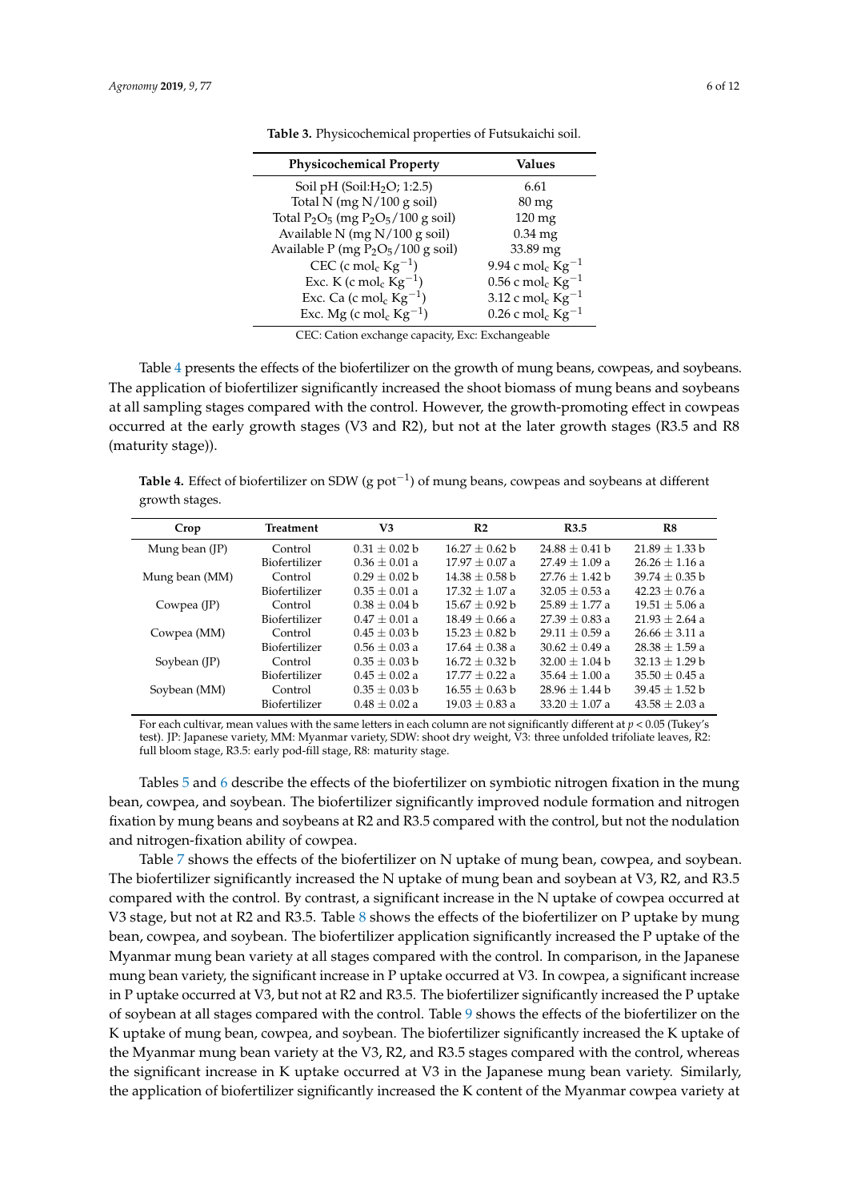**Table 3.** Physicochemical properties of Futsukaichi soil.

| Physicochemical Property | Values |
|---|---|
| Soil pH (Soil:$H_2O$; 1:2.5) | 6.61 |
| Total N (mg N/100 g soil) | 80 mg |
| Total $P_2O_5$ (mg $P_2O_5$/100 g soil) | 120 mg |
| Available N (mg N/100 g soil) | 0.34 mg |
| Available P (mg $P_2O_5$/100 g soil) | 33.89 mg |
| CEC (c $mol_c$ $Kg^{-1}$) | 9.94 c $mol_c$ $Kg^{-1}$ |
| Exc. K (c $mol_c$ $Kg^{-1}$) | 0.56 c $mol_c$ $Kg^{-1}$ |
| Exc. Ca (c $mol_c$ $Kg^{-1}$) | 3.12 c $mol_c$ $Kg^{-1}$ |
| Exc. Mg (c $mol_c$ $Kg^{-1}$) | 0.26 c $mol_c$ $Kg^{-1}$ |

CEC: Cation exchange capacity, Exc: Exchangeable

Table 4 presents the effects of the biofertilizer on the growth of mung beans, cowpeas, and soybeans. The application of biofertilizer significantly increased the shoot biomass of mung beans and soybeans at all sampling stages compared with the control. However, the growth-promoting effect in cowpeas occurred at the early growth stages (V3 and R2), but not at the later growth stages (R3.5 and R8 (maturity stage)).

**Table 4.** Effect of biofertilizer on SDW (g $pot^{-1}$) of mung beans, cowpeas and soybeans at different growth stages.

| Crop | Treatment | V3 | R2 | R3.5 | R8 |
|---|---|---|---|---|---|
| Mung bean (JP) | Control | 0.31 ± 0.02 b | 16.27 ± 0.62 b | 24.88 ± 0.41 b | 21.89 ± 1.33 b |
| | Biofertilizer | 0.36 ± 0.01 a | 17.97 ± 0.07 a | 27.49 ± 1.09 a | 26.26 ± 1.16 a |
| Mung bean (MM) | Control | 0.29 ± 0.02 b | 14.38 ± 0.58 b | 27.76 ± 1.42 b | 39.74 ± 0.35 b |
| | Biofertilizer | 0.35 ± 0.01 a | 17.32 ± 1.07 a | 32.05 ± 0.53 a | 42.23 ± 0.76 a |
| Cowpea (JP) | Control | 0.38 ± 0.04 b | 15.67 ± 0.92 b | 25.89 ± 1.77 a | 19.51 ± 5.06 a |
| | Biofertilizer | 0.47 ± 0.01 a | 18.49 ± 0.66 a | 27.39 ± 0.83 a | 21.93 ± 2.64 a |
| Cowpea (MM) | Control | 0.45 ± 0.03 b | 15.23 ± 0.82 b | 29.11 ± 0.59 a | 26.66 ± 3.11 a |
| | Biofertilizer | 0.56 ± 0.03 a | 17.64 ± 0.38 a | 30.62 ± 0.49 a | 28.38 ± 1.59 a |
| Soybean (JP) | Control | 0.35 ± 0.03 b | 16.72 ± 0.32 b | 32.00 ± 1.04 b | 32.13 ± 1.29 b |
| | Biofertilizer | 0.45 ± 0.02 a | 17.77 ± 0.22 a | 35.64 ± 1.00 a | 35.50 ± 0.45 a |
| Soybean (MM) | Control | 0.35 ± 0.03 b | 16.55 ± 0.63 b | 28.96 ± 1.44 b | 39.45 ± 1.52 b |
| | Biofertilizer | 0.48 ± 0.02 a | 19.03 ± 0.83 a | 33.20 ± 1.07 a | 43.58 ± 2.03 a |

For each cultivar, mean values with the same letters in each column are not significantly different at $p < 0.05$ (Tukey's test). JP: Japanese variety, MM: Myanmar variety, SDW: shoot dry weight, V3: three unfolded trifoliate leaves, R2: full bloom stage, R3.5: early pod-fill stage, R8: maturity stage.

Tables 5 and 6 describe the effects of the biofertilizer on symbiotic nitrogen fixation in the mung bean, cowpea, and soybean. The biofertilizer significantly improved nodule formation and nitrogen fixation by mung beans and soybeans at R2 and R3.5 compared with the control, but not the nodulation and nitrogen-fixation ability of cowpea.

Table 7 shows the effects of the biofertilizer on N uptake of mung bean, cowpea, and soybean. The biofertilizer significantly increased the N uptake of mung bean and soybean at V3, R2, and R3.5 compared with the control. By contrast, a significant increase in the N uptake of cowpea occurred at V3 stage, but not at R2 and R3.5. Table 8 shows the effects of the biofertilizer on P uptake by mung bean, cowpea, and soybean. The biofertilizer application significantly increased the P uptake of the Myanmar mung bean variety at all stages compared with the control. In comparison, in the Japanese mung bean variety, the significant increase in P uptake occurred at V3. In cowpea, a significant increase in P uptake occurred at V3, but not at R2 and R3.5. The biofertilizer significantly increased the P uptake of soybean at all stages compared with the control. Table 9 shows the effects of the biofertilizer on the K uptake of mung bean, cowpea, and soybean. The biofertilizer significantly increased the K uptake of the Myanmar mung bean variety at the V3, R2, and R3.5 stages compared with the control, whereas the significant increase in K uptake occurred at V3 in the Japanese mung bean variety. Similarly, the application of biofertilizer significantly increased the K content of the Myanmar cowpea variety at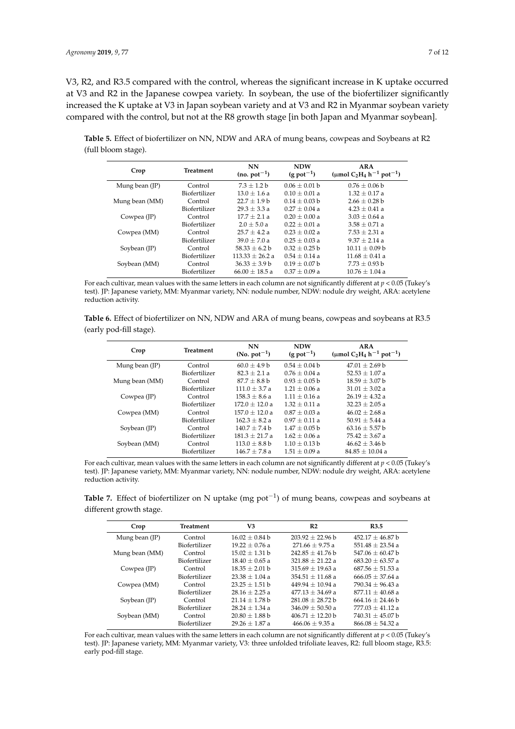V3, R2, and R3.5 compared with the control, whereas the significant increase in K uptake occurred at V3 and R2 in the Japanese cowpea variety. In soybean, the use of the biofertilizer significantly increased the K uptake at V3 in Japan soybean variety and at V3 and R2 in Myanmar soybean variety compared with the control, but not at the R8 growth stage [in both Japan and Myanmar soybean].

**Table 5.** Effect of biofertilizer on NN, NDW and ARA of mung beans, cowpeas and Soybeans at R2 (full bloom stage).

| Crop | Treatment | NN (no. $pot^{-1}$) | NDW (g $pot^{-1}$) | ARA (µmol $C_2H_4$ $h^{-1}$ $pot^{-1}$) |
|---|---|---|---|---|
| Mung bean (JP) | Control | 7.3 ± 1.2 b | 0.06 ± 0.01 b | 0.76 ± 0.06 b |
| | Biofertilizer | 13.0 ± 1.6 a | 0.10 ± 0.01 a | 1.32 ± 0.17 a |
| Mung bean (MM) | Control | 22.7 ± 1.9 b | 0.14 ± 0.03 b | 2.66 ± 0.28 b |
| | Biofertilizer | 29.3 ± 3.3 a | 0.27 ± 0.04 a | 4.23 ± 0.41 a |
| Cowpea (JP) | Control | 17.7 ± 2.1 a | 0.20 ± 0.00 a | 3.03 ± 0.64 a |
| | Biofertilizer | 2.0 ± 5.0 a | 0.22 ± 0.01 a | 3.58 ± 0.71 a |
| Cowpea (MM) | Control | 25.7 ± 4.2 a | 0.23 ± 0.02 a | 7.53 ± 2.31 a |
| | Biofertilizer | 39.0 ± 7.0 a | 0.25 ± 0.03 a | 9.37 ± 2.14 a |
| Soybean (JP) | Control | 58.33 ± 6.2 b | 0.32 ± 0.25 b | 10.11 ± 0.09 b |
| | Biofertilizer | 113.33 ± 26.2 a | 0.54 ± 0.14 a | 11.68 ± 0.41 a |
| Soybean (MM) | Control | 36.33 ± 3.9 b | 0.19 ± 0.07 b | 7.73 ± 0.93 b |
| | Biofertilizer | 66.00 ± 18.5 a | 0.37 ± 0.09 a | 10.76 ± 1.04 a |

For each cultivar, mean values with the same letters in each column are not significantly different at $p < 0.05$ (Tukey's test). JP: Japanese variety, MM: Myanmar variety, NN: nodule number, NDW: nodule dry weight, ARA: acetylene reduction activity.

**Table 6.** Effect of biofertilizer on NN, NDW and ARA of mung beans, cowpeas and soybeans at R3.5 (early pod-fill stage).

| Crop | Treatment | NN (No. $pot^{-1}$) | NDW (g $pot^{-1}$) | ARA (µmol $C_2H_4$ $h^{-1}$ $pot^{-1}$) |
|---|---|---|---|---|
| Mung bean (JP) | Control | 60.0 ± 4.9 b | 0.54 ± 0.04 b | 47.01 ± 2.69 b |
| | Biofertilizer | 82.3 ± 2.1 a | 0.76 ± 0.04 a | 52.53 ± 1.07 a |
| Mung bean (MM) | Control | 87.7 ± 8.8 b | 0.93 ± 0.05 b | 18.59 ± 3.07 b |
| | Biofertilizer | 111.0 ± 3.7 a | 1.21 ± 0.06 a | 31.01 ± 3.02 a |
| Cowpea (JP) | Control | 158.3 ± 8.6 a | 1.11 ± 0.16 a | 26.19 ± 4.32 a |
| | Biofertilizer | 172.0 ± 12.0 a | 1.32 ± 0.11 a | 32.23 ± 2.05 a |
| Cowpea (MM) | Control | 157.0 ± 12.0 a | 0.87 ± 0.03 a | 46.02 ± 2.68 a |
| | Biofertilizer | 162.3 ± 8.2 a | 0.97 ± 0.11 a | 50.91 ± 5.44 a |
| Soybean (JP) | Control | 140.7 ± 7.4 b | 1.47 ± 0.05 b | 63.16 ± 5.57 b |
| | Biofertilizer | 181.3 ± 21.7 a | 1.62 ± 0.06 a | 75.42 ± 3.67 a |
| Soybean (MM) | Control | 113.0 ± 8.8 b | 1.10 ± 0.13 b | 46.62 ± 3.46 b |
| | Biofertilizer | 146.7 ± 7.8 a | 1.51 ± 0.09 a | 84.85 ± 10.04 a |

For each cultivar, mean values with the same letters in each column are not significantly different at $p < 0.05$ (Tukey's test). JP: Japanese variety, MM: Myanmar variety, NN: nodule number, NDW: nodule dry weight, ARA: acetylene reduction activity.

**Table 7.** Effect of biofertilizer on N uptake (mg $pot^{-1}$) of mung beans, cowpeas and soybeans at different growth stage.

| Crop | Treatment | V3 | R2 | R3.5 |
|---|---|---|---|---|
| Mung bean (JP) | Control | 16.02 ± 0.84 b | 203.92 ± 22.96 b | 452.17 ± 46.87 b |
| | Biofertilizer | 19.22 ± 0.76 a | 271.66 ± 9.75 a | 551.48 ± 23.54 a |
| Mung bean (MM) | Control | 15.02 ± 1.31 b | 242.85 ± 41.76 b | 547.06 ± 60.47 b |
| | Biofertilizer | 18.40 ± 0.65 a | 321.88 ± 21.22 a | 683.20 ± 63.57 a |
| Cowpea (JP) | Control | 18.35 ± 2.01 b | 315.69 ± 19.63 a | 687.56 ± 51.53 a |
| | Biofertilizer | 23.38 ± 1.04 a | 354.51 ± 11.68 a | 666.05 ± 37.64 a |
| Cowpea (MM) | Control | 23.25 ± 1.51 b | 449.94 ± 10.94 a | 790.34 ± 96.43 a |
| | Biofertilizer | 28.16 ± 2.25 a | 477.13 ± 34.69 a | 877.11 ± 40.68 a |
| Soybean (JP) | Control | 21.14 ± 1.78 b | 281.08 ± 28.72 b | 664.16 ± 24.46 b |
| | Biofertilizer | 28.24 ± 1.34 a | 346.09 ± 50.50 a | 777.03 ± 41.12 a |
| Soybean (MM) | Control | 20.80 ± 1.88 b | 406.71 ± 12.20 b | 740.31 ± 45.07 b |
| | Biofertilizer | 29.26 ± 1.87 a | 466.06 ± 9.35 a | 866.08 ± 54.32 a |

For each cultivar, mean values with the same letters in each column are not significantly different at $p < 0.05$ (Tukey's test). JP: Japanese variety, MM: Myanmar variety, V3: three unfolded trifoliate leaves, R2: full bloom stage, R3.5: early pod-fill stage.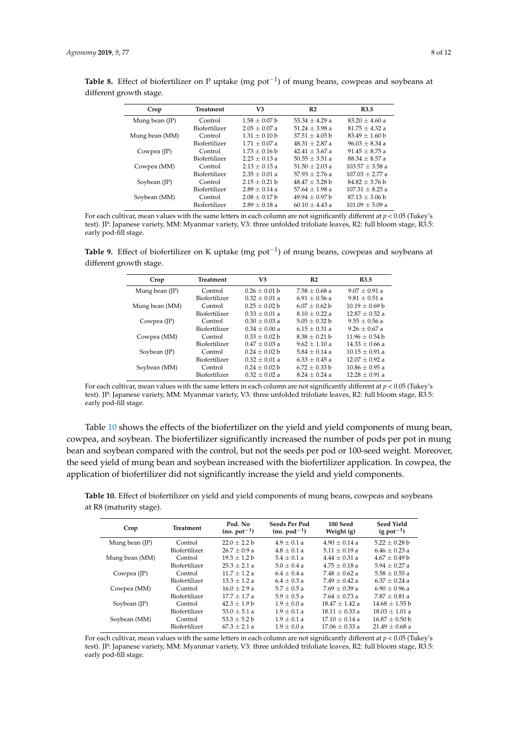**Table 8.** Effect of biofertilizer on P uptake (mg $pot^{-1}$) of mung beans, cowpeas and soybeans at different growth stage.

| Crop | Treatment | V3 | R2 | R3.5 |
|---|---|---|---|---|
| Mung bean (JP) | Control | 1.58 ± 0.07 b | 53.34 ± 4.29 a | 83.20 ± 4.60 a |
| | Biofertilizer | 2.05 ± 0.07 a | 51.24 ± 3.98 a | 81.75 ± 4.32 a |
| Mung bean (MM) | Control | 1.31 ± 0.10 b | 37.51 ± 4.05 b | 83.49 ± 1.60 b |
| | Biofertilizer | 1.71 ± 0.07 a | 48.31 ± 2.87 a | 96.03 ± 8.34 a |
| Cowpea (JP) | Control | 1.73 ± 0.16 b | 42.41 ± 3.67 a | 91.45 ± 8.75 a |
| | Biofertilizer | 2.23 ± 0.13 a | 50.55 ± 3.51 a | 88.34 ± 8.57 a |
| Cowpea (MM) | Control | 2.13 ± 0.15 a | 51.50 ± 2.03 a | 103.57 ± 3.58 a |
| | Biofertilizer | 2.35 ± 0.01 a | 57.93 ± 2.76 a | 107.03 ± 2.77 a |
| Soybean (JP) | Control | 2.15 ± 0.21 b | 48.47 ± 3.28 b | 84.82 ± 3.76 b |
| | Biofertilizer | 2.89 ± 0.14 a | 57.64 ± 1.98 a | 107.31 ± 8.25 a |
| Soybean (MM) | Control | 2.08 ± 0.17 b | 49.94 ± 0.97 b | 87.13 ± 3.06 b |
| | Biofertilizer | 2.89 ± 0.18 a | 60.10 ± 4.43 a | 101.09 ± 5.09 a |

For each cultivar, mean values with the same letters in each column are not significantly different at $p < 0.05$ (Tukey's test). JP: Japanese variety, MM: Myanmar variety, V3: three unfolded trifoliate leaves, R2: full bloom stage, R3.5: early pod-fill stage.

**Table 9.** Effect of biofertilizer on K uptake (mg $pot^{-1}$) of mung beans, cowpeas and soybeans at different growth stage.

| Crop | Treatment | V3 | R2 | R3.5 |
|---|---|---|---|---|
| Mung bean (JP) | Control | 0.26 ± 0.01 b | 7.58 ± 0.68 a | 9.07 ± 0.91 a |
| | Biofertilizer | 0.32 ± 0.01 a | 6.91 ± 0.56 a | 9.81 ± 0.51 a |
| Mung bean (MM) | Control | 0.25 ± 0.02 b | 6.07 ± 0.62 b | 10.19 ± 0.69 b |
| | Biofertilizer | 0.33 ± 0.01 a | 8.10 ± 0.22 a | 12.87 ± 0.52 a |
| Cowpea (JP) | Control | 0.30 ± 0.03 a | 5.05 ± 0.32 b | 9.55 ± 0.56 a |
| | Biofertilizer | 0.34 ± 0.00 a | 6.15 ± 0.31 a | 9.26 ± 0.67 a |
| Cowpea (MM) | Control | 0.33 ± 0.02 b | 8.38 ± 0.21 b | 11.96 ± 0.54 b |
| | Biofertilizer | 0.47 ± 0.03 a | 9.62 ± 1.10 a | 14.33 ± 0.66 a |
| Soybean (JP) | Control | 0.24 ± 0.02 b | 5.84 ± 0.14 a | 10.15 ± 0.91 a |
| | Biofertilizer | 0.32 ± 0.01 a | 6.33 ± 0.45 a | 12.07 ± 0.92 a |
| Soybean (MM) | Control | 0.24 ± 0.02 b | 6.72 ± 0.33 b | 10.86 ± 0.95 a |
| | Biofertilizer | 0.32 ± 0.02 a | 8.24 ± 0.24 a | 12.28 ± 0.91 a |

For each cultivar, mean values with the same letters in each column are not significantly different at $p < 0.05$ (Tukey's test). JP: Japanese variety, MM: Myanmar variety, V3: three unfolded trifoliate leaves, R2: full bloom stage, R3.5: early pod-fill stage.

Table 10 shows the effects of the biofertilizer on the yield and yield components of mung bean, cowpea, and soybean. The biofertilizer significantly increased the number of pods per pot in mung bean and soybean compared with the control, but not the seeds per pod or 100-seed weight. Moreover, the seed yield of mung bean and soybean increased with the biofertilizer application. In cowpea, the application of biofertilizer did not significantly increase the yield and yield components.

**Table 10.** Effect of biofertilizer on yield and yield components of mung beans, cowpeas and soybeans at R8 (maturity stage).

| Crop | Treatment | Pod. No (no. $pot^{-1}$) | Seeds Per Pod (no. $pod^{-1}$) | 100 Seed Weight (g) | Seed Yield (g $pot^{-1}$) |
|---|---|---|---|---|---|
| Mung bean (JP) | Control | 22.0 ± 2.2 b | 4.9 ± 0.1 a | 4.90 ± 0.14 a | 5.22 ± 0.28 b |
| | Biofertilizer | 26.7 ± 0.9 a | 4.8 ± 0.1 a | 5.11 ± 0.19 a | 6.46 ± 0.23 a |
| Mung bean (MM) | Control | 19.3 ± 1.2 b | 5.4 ± 0.1 a | 4.44 ± 0.31 a | 4.67 ± 0.49 b |
| | Biofertilizer | 25.3 ± 2.1 a | 5.0 ± 0.4 a | 4.75 ± 0.18 a | 5.94 ± 0.27 a |
| Cowpea (JP) | Control | 11.7 ± 1.2 a | 6.4 ± 0.4 a | 7.48 ± 0.62 a | 5.58 ± 0.55 a |
| | Biofertilizer | 13.3 ± 1.2 a | 6.4 ± 0.3 a | 7.49 ± 0.42 a | 6.37 ± 0.24 a |
| Cowpea (MM) | Control | 16.0 ± 2.9 a | 5.7 ± 0.5 a | 7.69 ± 0.39 a | 6.90 ± 0.96 a |
| | Biofertilizer | 17.7 ± 1.7 a | 5.9 ± 0.5 a | 7.64 ± 0.73 a | 7.87 ± 0.81 a |
| Soybean (JP) | Control | 42.3 ± 1.9 b | 1.9 ± 0.0 a | 18.47 ± 1.42 a | 14.68 ± 1.55 b |
| | Biofertilizer | 53.0 ± 5.1 a | 1.9 ± 0.1 a | 18.11 ± 0.33 a | 18.03 ± 1.01 a |
| Soybean (MM) | Control | 53.3 ± 5.2 b | 1.9 ± 0.1 a | 17.10 ± 0.14 a | 16.87 ± 0.50 b |
| | Biofertilizer | 67.3 ± 2.1 a | 1.9 ± 0.0 a | 17.06 ± 0.33 a | 21.49 ± 0.68 a |

For each cultivar, mean values with the same letters in each column are not significantly different at $p < 0.05$ (Tukey's test). JP: Japanese variety, MM: Myanmar variety, V3: three unfolded trifoliate leaves, R2: full bloom stage, R3.5: early pod-fill stage.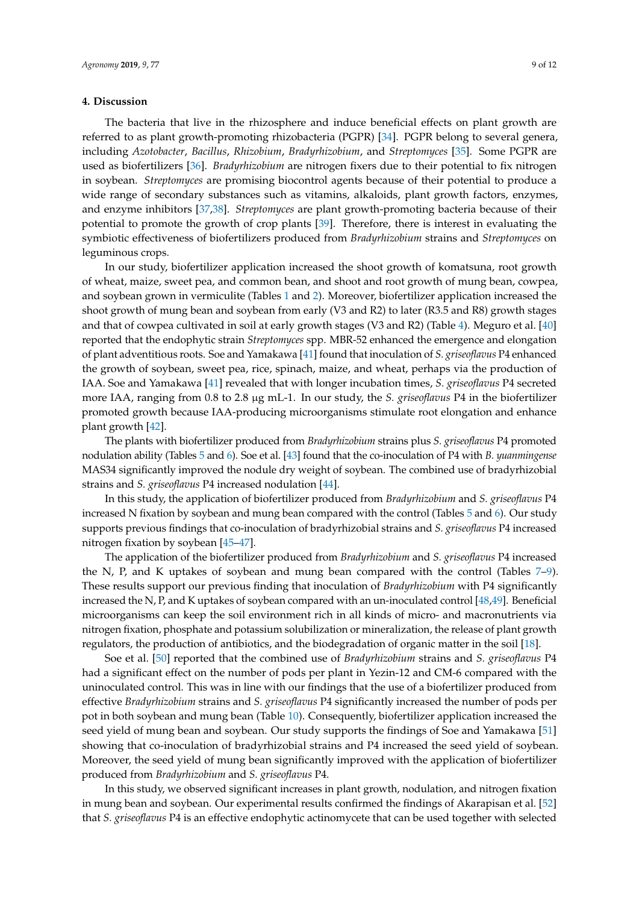## 4. Discussion

The bacteria that live in the rhizosphere and induce beneficial effects on plant growth are referred to as plant growth-promoting rhizobacteria (PGPR) [34]. PGPR belong to several genera, including *Azotobacter*, *Bacillus*, *Rhizobium*, *Bradyrhizobium*, and *Streptomyces* [35]. Some PGPR are used as biofertilizers [36]. *Bradyrhizobium* are nitrogen fixers due to their potential to fix nitrogen in soybean. *Streptomyces* are promising biocontrol agents because of their potential to produce a wide range of secondary substances such as vitamins, alkaloids, plant growth factors, enzymes, and enzyme inhibitors [37,38]. *Streptomyces* are plant growth-promoting bacteria because of their potential to promote the growth of crop plants [39]. Therefore, there is interest in evaluating the symbiotic effectiveness of biofertilizers produced from *Bradyrhizobium* strains and *Streptomyces* on leguminous crops.

In our study, biofertilizer application increased the shoot growth of komatsuna, root growth of wheat, maize, sweet pea, and common bean, and shoot and root growth of mung bean, cowpea, and soybean grown in vermiculite (Tables 1 and 2). Moreover, biofertilizer application increased the shoot growth of mung bean and soybean from early (V3 and R2) to later (R3.5 and R8) growth stages and that of cowpea cultivated in soil at early growth stages (V3 and R2) (Table 4). Meguro et al. [40] reported that the endophytic strain *Streptomyces* spp. MBR-52 enhanced the emergence and elongation of plant adventitious roots. Soe and Yamakawa [41] found that inoculation of *S. griseoflavus* P4 enhanced the growth of soybean, sweet pea, rice, spinach, maize, and wheat, perhaps via the production of IAA. Soe and Yamakawa [41] revealed that with longer incubation times, *S. griseoflavus* P4 secreted more IAA, ranging from 0.8 to 2.8 µg mL-1. In our study, the *S. griseoflavus* P4 in the biofertilizer promoted growth because IAA-producing microorganisms stimulate root elongation and enhance plant growth [42].

The plants with biofertilizer produced from *Bradyrhizobium* strains plus *S. griseoflavus* P4 promoted nodulation ability (Tables 5 and 6). Soe et al. [43] found that the co-inoculation of P4 with *B. yuanmingense* MAS34 significantly improved the nodule dry weight of soybean. The combined use of bradyrhizobial strains and *S. griseoflavus* P4 increased nodulation [44].

In this study, the application of biofertilizer produced from *Bradyrhizobium* and *S. griseoflavus* P4 increased N fixation by soybean and mung bean compared with the control (Tables 5 and 6). Our study supports previous findings that co-inoculation of bradyrhizobial strains and *S. griseoflavus* P4 increased nitrogen fixation by soybean [45–47].

The application of the biofertilizer produced from *Bradyrhizobium* and *S. griseoflavus* P4 increased the N, P, and K uptakes of soybean and mung bean compared with the control (Tables 7–9). These results support our previous finding that inoculation of *Bradyrhizobium* with P4 significantly increased the N, P, and K uptakes of soybean compared with an un-inoculated control [48,49]. Beneficial microorganisms can keep the soil environment rich in all kinds of micro- and macronutrients via nitrogen fixation, phosphate and potassium solubilization or mineralization, the release of plant growth regulators, the production of antibiotics, and the biodegradation of organic matter in the soil [18].

Soe et al. [50] reported that the combined use of *Bradyrhizobium* strains and *S. griseoflavus* P4 had a significant effect on the number of pods per plant in Yezin-12 and CM-6 compared with the uninoculated control. This was in line with our findings that the use of a biofertilizer produced from effective *Bradyrhizobium* strains and *S. griseoflavus* P4 significantly increased the number of pods per pot in both soybean and mung bean (Table 10). Consequently, biofertilizer application increased the seed yield of mung bean and soybean. Our study supports the findings of Soe and Yamakawa [51] showing that co-inoculation of bradyrhizobial strains and P4 increased the seed yield of soybean. Moreover, the seed yield of mung bean significantly improved with the application of biofertilizer produced from *Bradyrhizobium* and *S. griseoflavus* P4.

In this study, we observed significant increases in plant growth, nodulation, and nitrogen fixation in mung bean and soybean. Our experimental results confirmed the findings of Akarapisan et al. [52] that *S. griseoflavus* P4 is an effective endophytic actinomycete that can be used together with selected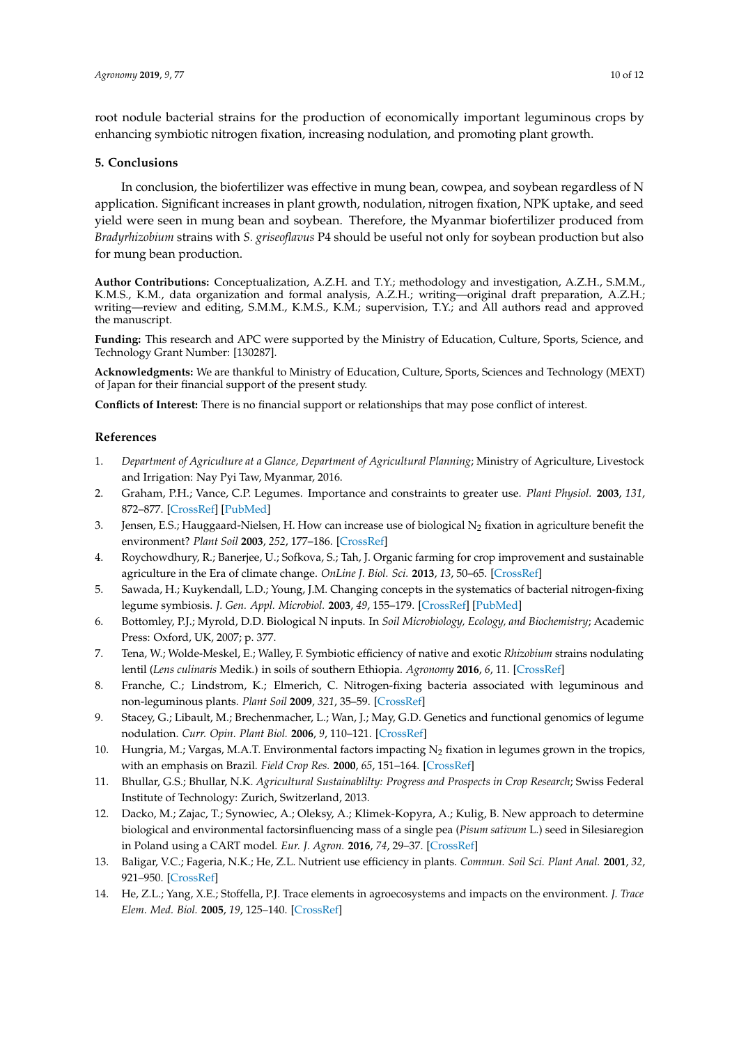root nodule bacterial strains for the production of economically important leguminous crops by enhancing symbiotic nitrogen fixation, increasing nodulation, and promoting plant growth.

## 5. Conclusions

In conclusion, the biofertilizer was effective in mung bean, cowpea, and soybean regardless of N application. Significant increases in plant growth, nodulation, nitrogen fixation, NPK uptake, and seed yield were seen in mung bean and soybean. Therefore, the Myanmar biofertilizer produced from *Bradyrhizobium* strains with *S. griseoflavus* P4 should be useful not only for soybean production but also for mung bean production.

**Author Contributions:** Conceptualization, A.Z.H. and T.Y.; methodology and investigation, A.Z.H., S.M.M., K.M.S., K.M., data organization and formal analysis, A.Z.H.; writing—original draft preparation, A.Z.H.; writing—review and editing, S.M.M., K.M.S., K.M.; supervision, T.Y.; and All authors read and approved the manuscript.

**Funding:** This research and APC were supported by the Ministry of Education, Culture, Sports, Science, and Technology Grant Number: [130287].

**Acknowledgments:** We are thankful to Ministry of Education, Culture, Sports, Sciences and Technology (MEXT) of Japan for their financial support of the present study.

**Conflicts of Interest:** There is no financial support or relationships that may pose conflict of interest.

## References

1. *Department of Agriculture at a Glance, Department of Agricultural Planning*; Ministry of Agriculture, Livestock and Irrigation: Nay Pyi Taw, Myanmar, 2016.
2. Graham, P.H.; Vance, C.P. Legumes. Importance and constraints to greater use. *Plant Physiol.* **2003**, *131*, 872–877. [CrossRef] [PubMed]
3. Jensen, E.S.; Hauggaard-Nielsen, H. How can increase use of biological $N_2$ fixation in agriculture benefit the environment? *Plant Soil* **2003**, *252*, 177–186. [CrossRef]
4. Roychowdhury, R.; Banerjee, U.; Sofkova, S.; Tah, J. Organic farming for crop improvement and sustainable agriculture in the Era of climate change. *OnLine J. Biol. Sci.* **2013**, *13*, 50–65. [CrossRef]
5. Sawada, H.; Kuykendall, L.D.; Young, J.M. Changing concepts in the systematics of bacterial nitrogen-fixing legume symbiosis. *J. Gen. Appl. Microbiol.* **2003**, *49*, 155–179. [CrossRef] [PubMed]
6. Bottomley, P.J.; Myrold, D.D. Biological N inputs. In *Soil Microbiology, Ecology, and Biochemistry*; Academic Press: Oxford, UK, 2007; p. 377.
7. Tena, W.; Wolde-Meskel, E.; Walley, F. Symbiotic efficiency of native and exotic *Rhizobium* strains nodulating lentil (*Lens culinaris* Medik.) in soils of southern Ethiopia. *Agronomy* **2016**, *6*, 11. [CrossRef]
8. Franche, C.; Lindstrom, K.; Elmerich, C. Nitrogen-fixing bacteria associated with leguminous and non-leguminous plants. *Plant Soil* **2009**, *321*, 35–59. [CrossRef]
9. Stacey, G.; Libault, M.; Brechenmacher, L.; Wan, J.; May, G.D. Genetics and functional genomics of legume nodulation. *Curr. Opin. Plant Biol.* **2006**, *9*, 110–121. [CrossRef]
10. Hungria, M.; Vargas, M.A.T. Environmental factors impacting $N_2$ fixation in legumes grown in the tropics, with an emphasis on Brazil. *Field Crop Res.* **2000**, *65*, 151–164. [CrossRef]
11. Bhullar, G.S.; Bhullar, N.K. *Agricultural Sustainablilty: Progress and Prospects in Crop Research*; Swiss Federal Institute of Technology: Zurich, Switzerland, 2013.
12. Dacko, M.; Zajac, T.; Synowiec, A.; Oleksy, A.; Klimek-Kopyra, A.; Kulig, B. New approach to determine biological and environmental factorsinfluencing mass of a single pea (*Pisum sativum* L.) seed in Silesiaregion in Poland using a CART model. *Eur. J. Agron.* **2016**, *74*, 29–37. [CrossRef]
13. Baligar, V.C.; Fageria, N.K.; He, Z.L. Nutrient use efficiency in plants. *Commun. Soil Sci. Plant Anal.* **2001**, *32*, 921–950. [CrossRef]
14. He, Z.L.; Yang, X.E.; Stoffella, P.J. Trace elements in agroecosystems and impacts on the environment. *J. Trace Elem. Med. Biol.* **2005**, *19*, 125–140. [CrossRef]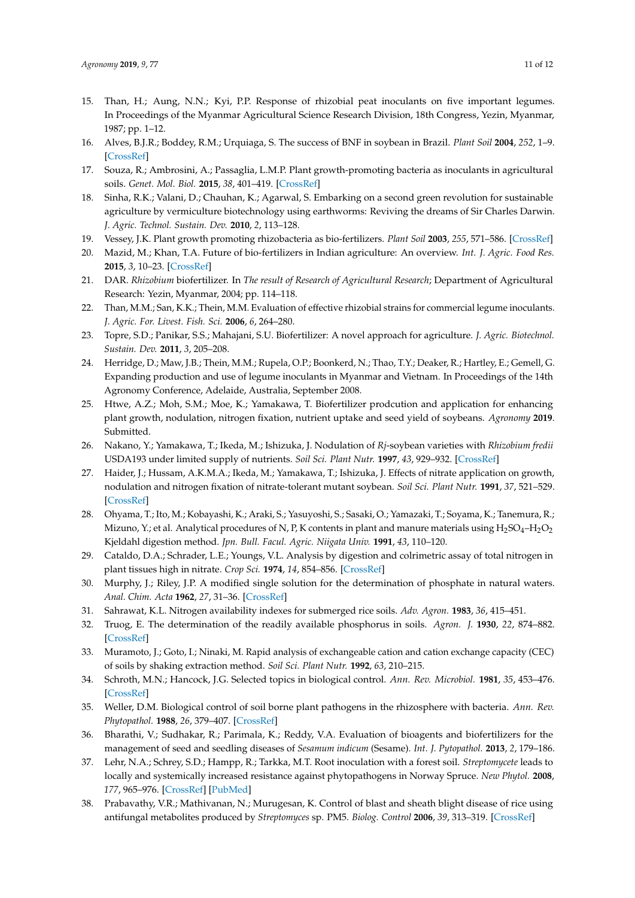15. Than, H.; Aung, N.N.; Kyi, P.P. Response of rhizobial peat inoculants on five important legumes. In Proceedings of the Myanmar Agricultural Science Research Division, 18th Congress, Yezin, Myanmar, 1987; pp. 1–12.
16. Alves, B.J.R.; Boddey, R.M.; Urquiaga, S. The success of BNF in soybean in Brazil. *Plant Soil* **2004**, *252*, 1–9. [CrossRef]
17. Souza, R.; Ambrosini, A.; Passaglia, L.M.P. Plant growth-promoting bacteria as inoculants in agricultural soils. *Genet. Mol. Biol.* **2015**, *38*, 401–419. [CrossRef]
18. Sinha, R.K.; Valani, D.; Chauhan, K.; Agarwal, S. Embarking on a second green revolution for sustainable agriculture by vermiculture biotechnology using earthworms: Reviving the dreams of Sir Charles Darwin. *J. Agric. Technol. Sustain. Dev.* **2010**, *2*, 113–128.
19. Vessey, J.K. Plant growth promoting rhizobacteria as bio-fertilizers. *Plant Soil* **2003**, *255*, 571–586. [CrossRef]
20. Mazid, M.; Khan, T.A. Future of bio-fertilizers in Indian agriculture: An overview. *Int. J. Agric. Food Res.* **2015**, *3*, 10–23. [CrossRef]
21. DAR. *Rhizobium* biofertilizer. In *The result of Research of Agricultural Research*; Department of Agricultural Research: Yezin, Myanmar, 2004; pp. 114–118.
22. Than, M.M.; San, K.K.; Thein, M.M. Evaluation of effective rhizobial strains for commercial legume inoculants. *J. Agric. For. Livest. Fish. Sci.* **2006**, *6*, 264–280.
23. Topre, S.D.; Panikar, S.S.; Mahajani, S.U. Biofertilizer: A novel approach for agriculture. *J. Agric. Biotechnol. Sustain. Dev.* **2011**, *3*, 205–208.
24. Herridge, D.; Maw, J.B.; Thein, M.M.; Rupela, O.P.; Boonkerd, N.; Thao, T.Y.; Deaker, R.; Hartley, E.; Gemell, G. Expanding production and use of legume inoculants in Myanmar and Vietnam. In Proceedings of the 14th Agronomy Conference, Adelaide, Australia, September 2008.
25. Htwe, A.Z.; Moh, S.M.; Moe, K.; Yamakawa, T. Biofertilizer prodcution and application for enhancing plant growth, nodulation, nitrogen fixation, nutrient uptake and seed yield of soybeans. *Agronomy* **2019**. Submitted.
26. Nakano, Y.; Yamakawa, T.; Ikeda, M.; Ishizuka, J. Nodulation of *Rj*-soybean varieties with *Rhizobium fredii* USDA193 under limited supply of nutrients. *Soil Sci. Plant Nutr.* **1997**, *43*, 929–932. [CrossRef]
27. Haider, J.; Hussam, A.K.M.A.; Ikeda, M.; Yamakawa, T.; Ishizuka, J. Effects of nitrate application on growth, nodulation and nitrogen fixation of nitrate-tolerant mutant soybean. *Soil Sci. Plant Nutr.* **1991**, *37*, 521–529. [CrossRef]
28. Ohyama, T.; Ito, M.; Kobayashi, K.; Araki, S.; Yasuyoshi, S.; Sasaki, O.; Yamazaki, T.; Soyama, K.; Tanemura, R.; Mizuno, Y.; et al. Analytical procedures of N, P, K contents in plant and manure materials using $H_2SO_4$–$H_2O_2$ Kjeldahl digestion method. *Jpn. Bull. Facul. Agric. Niigata Univ.* **1991**, *43*, 110–120.
29. Cataldo, D.A.; Schrader, L.E.; Youngs, V.L. Analysis by digestion and colrimetric assay of total nitrogen in plant tissues high in nitrate. *Crop Sci.* **1974**, *14*, 854–856. [CrossRef]
30. Murphy, J.; Riley, J.P. A modified single solution for the determination of phosphate in natural waters. *Anal. Chim. Acta* **1962**, *27*, 31–36. [CrossRef]
31. Sahrawat, K.L. Nitrogen availability indexes for submerged rice soils. *Adv. Agron.* **1983**, *36*, 415–451.
32. Truog, E. The determination of the readily available phosphorus in soils. *Agron. J.* **1930**, *22*, 874–882. [CrossRef]
33. Muramoto, J.; Goto, I.; Ninaki, M. Rapid analysis of exchangeable cation and cation exchange capacity (CEC) of soils by shaking extraction method. *Soil Sci. Plant Nutr.* **1992**, *63*, 210–215.
34. Schroth, M.N.; Hancock, J.G. Selected topics in biological control. *Ann. Rev. Microbiol.* **1981**, *35*, 453–476. [CrossRef]
35. Weller, D.M. Biological control of soil borne plant pathogens in the rhizosphere with bacteria. *Ann. Rev. Phytopathol.* **1988**, *26*, 379–407. [CrossRef]
36. Bharathi, V.; Sudhakar, R.; Parimala, K.; Reddy, V.A. Evaluation of bioagents and biofertilizers for the management of seed and seedling diseases of *Sesamum indicum* (Sesame). *Int. J. Pytopathol.* **2013**, *2*, 179–186.
37. Lehr, N.A.; Schrey, S.D.; Hampp, R.; Tarkka, M.T. Root inoculation with a forest soil. *Streptomycete* leads to locally and systemically increased resistance against phytopathogens in Norway Spruce. *New Phytol.* **2008**, *177*, 965–976. [CrossRef] [PubMed]
38. Prabavathy, V.R.; Mathivanan, N.; Murugesan, K. Control of blast and sheath blight disease of rice using antifungal metabolites produced by *Streptomyces* sp. PM5. *Biolog. Control* **2006**, *39*, 313–319. [CrossRef]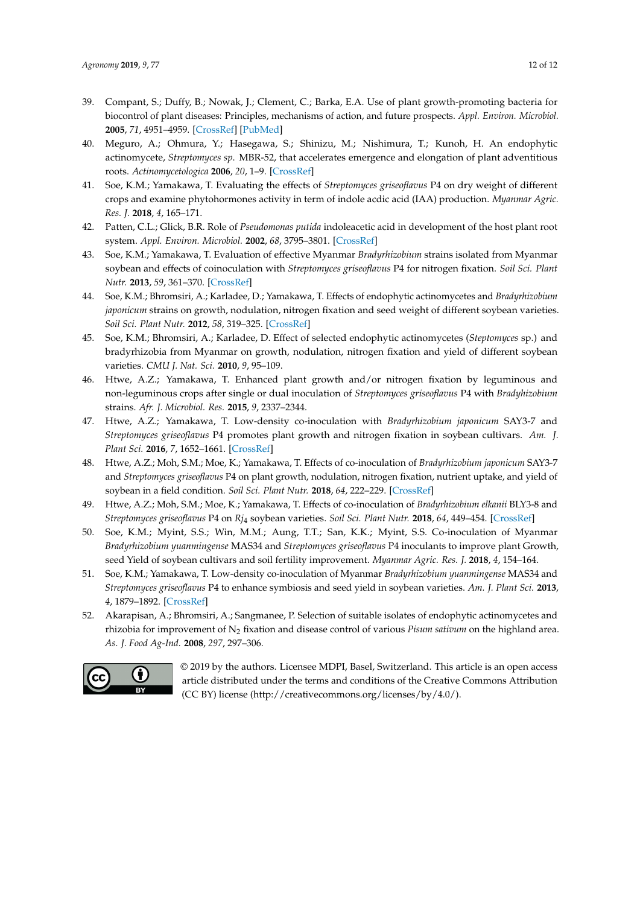39. Compant, S.; Duffy, B.; Nowak, J.; Clement, C.; Barka, E.A. Use of plant growth-promoting bacteria for biocontrol of plant diseases: Principles, mechanisms of action, and future prospects. *Appl. Environ. Microbiol.* **2005**, *71*, 4951–4959. [CrossRef] [PubMed]
40. Meguro, A.; Ohmura, Y.; Hasegawa, S.; Shinizu, M.; Nishimura, T.; Kunoh, H. An endophytic actinomycete, *Streptomyces sp*. MBR-52, that accelerates emergence and elongation of plant adventitious roots. *Actinomycetologica* **2006**, *20*, 1–9. [CrossRef]
41. Soe, K.M.; Yamakawa, T. Evaluating the effects of *Streptomyces griseoflavus* P4 on dry weight of different crops and examine phytohormones activity in term of indole acdic acid (IAA) production. *Myanmar Agric. Res. J.* **2018**, *4*, 165–171.
42. Patten, C.L.; Glick, B.R. Role of *Pseudomonas putida* indoleacetic acid in development of the host plant root system. *Appl. Environ. Microbiol.* **2002**, *68*, 3795–3801. [CrossRef]
43. Soe, K.M.; Yamakawa, T. Evaluation of effective Myanmar *Bradyrhizobium* strains isolated from Myanmar soybean and effects of coinoculation with *Streptomyces griseoflavus* P4 for nitrogen fixation. *Soil Sci. Plant Nutr.* **2013**, *59*, 361–370. [CrossRef]
44. Soe, K.M.; Bhromsiri, A.; Karladee, D.; Yamakawa, T. Effects of endophytic actinomycetes and *Bradyrhizobium japonicum* strains on growth, nodulation, nitrogen fixation and seed weight of different soybean varieties. *Soil Sci. Plant Nutr.* **2012**, *58*, 319–325. [CrossRef]
45. Soe, K.M.; Bhromsiri, A.; Karladee, D. Effect of selected endophytic actinomycetes (*Steptomyces* sp.) and bradyrhizobia from Myanmar on growth, nodulation, nitrogen fixation and yield of different soybean varieties. *CMU J. Nat. Sci.* **2010**, *9*, 95–109.
46. Htwe, A.Z.; Yamakawa, T. Enhanced plant growth and/or nitrogen fixation by leguminous and non-leguminous crops after single or dual inoculation of *Streptomyces griseoflavus* P4 with *Bradyhizobium* strains. *Afr. J. Microbiol. Res.* **2015**, *9*, 2337–2344.
47. Htwe, A.Z.; Yamakawa, T. Low-density co-inoculation with *Bradyrhizobium japonicum* SAY3-7 and *Streptomyces griseoflavus* P4 promotes plant growth and nitrogen fixation in soybean cultivars. *Am. J. Plant Sci.* **2016**, *7*, 1652–1661. [CrossRef]
48. Htwe, A.Z.; Moh, S.M.; Moe, K.; Yamakawa, T. Effects of co-inoculation of *Bradyrhizobium japonicum* SAY3-7 and *Streptomyces griseoflavus* P4 on plant growth, nodulation, nitrogen fixation, nutrient uptake, and yield of soybean in a field condition. *Soil Sci. Plant Nutr.* **2018**, *64*, 222–229. [CrossRef]
49. Htwe, A.Z.; Moh, S.M.; Moe, K.; Yamakawa, T. Effects of co-inoculation of *Bradyrhizobium elkanii* BLY3-8 and *Streptomyces griseoflavus* P4 on $Rj_4$ soybean varieties. *Soil Sci. Plant Nutr.* **2018**, *64*, 449–454. [CrossRef]
50. Soe, K.M.; Myint, S.S.; Win, M.M.; Aung, T.T.; San, K.K.; Myint, S.S. Co-inoculation of Myanmar *Bradyrhizobium yuanmingense* MAS34 and *Streptomyces griseoflavus* P4 inoculants to improve plant Growth, seed Yield of soybean cultivars and soil fertility improvement. *Myanmar Agric. Res. J.* **2018**, *4*, 154–164.
51. Soe, K.M.; Yamakawa, T. Low-density co-inoculation of Myanmar *Bradyrhizobium yuanmingense* MAS34 and *Streptomyces griseoflavus* P4 to enhance symbiosis and seed yield in soybean varieties. *Am. J. Plant Sci.* **2013**, *4*, 1879–1892. [CrossRef]
52. Akarapisan, A.; Bhromsiri, A.; Sangmanee, P. Selection of suitable isolates of endophytic actinomycetes and rhizobia for improvement of $N_2$ fixation and disease control of various *Pisum sativum* on the highland area. *As. J. Food Ag-Ind.* **2008**, *297*, 297–306.

© 2019 by the authors. Licensee MDPI, Basel, Switzerland. This article is an open access article distributed under the terms and conditions of the Creative Commons Attribution (CC BY) license (http://creativecommons.org/licenses/by/4.0/).